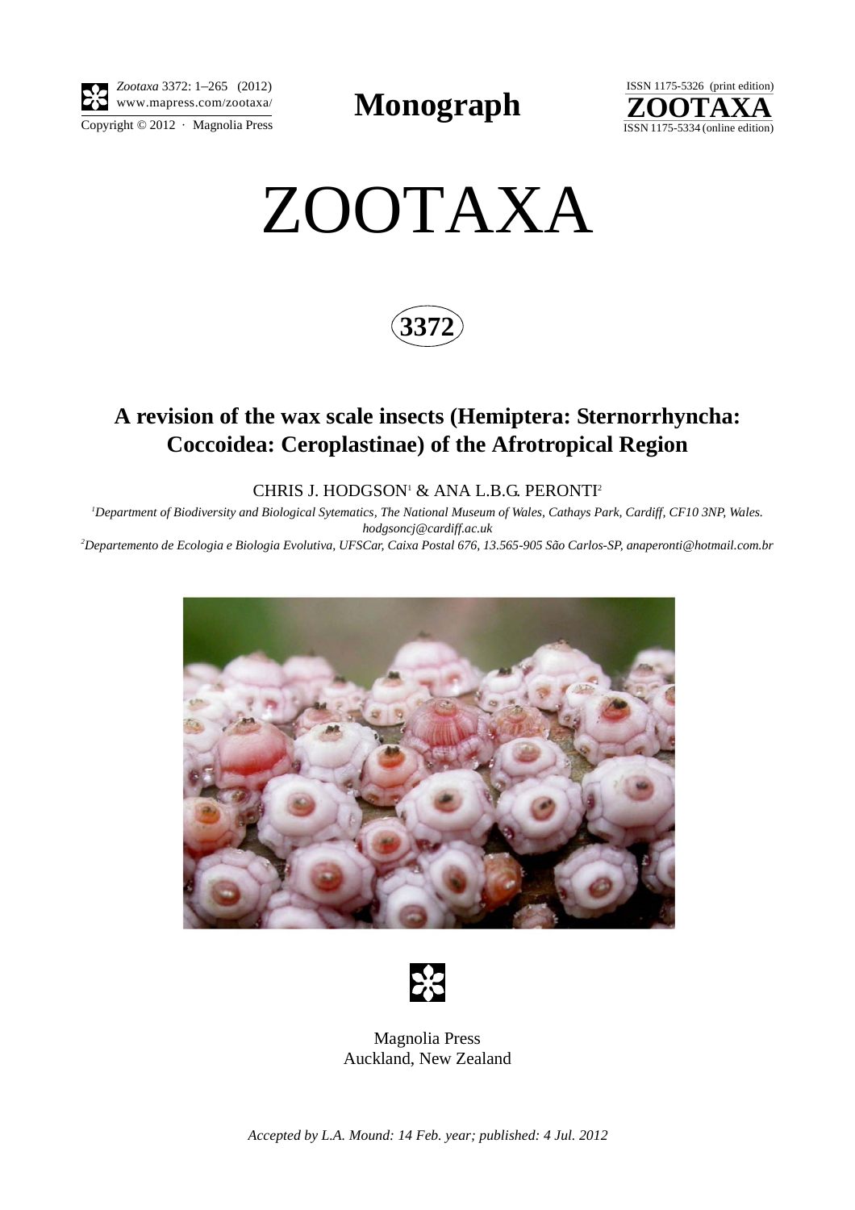*Zootaxa* 3372: 1–265 (2012)
www.mapress.com/zootaxa/
Copyright © 2012 · Magnolia Press

**Monograph**

ISSN 1175-5326 (print edition)
**ZOOTAXA**
ISSN 1175-5334 (online edition)

# ZOOTAXA

## 3372

## A revision of the wax scale insects (Hemiptera: Sternorrhyncha: Coccoidea: Ceroplastinae) of the Afrotropical Region

CHRIS J. HODGSON[1] & ANA L.B.G. PERONTI[2]

[1]*Department of Biodiversity and Biological Sytematics, The National Museum of Wales, Cathays Park, Cardiff, CF10 3NP, Wales. hodgsoncj@cardiff.ac.uk*

[2]*Departemento de Ecologia e Biologia Evolutiva, UFSCar, Caixa Postal 676, 13.565-905 São Carlos-SP, anaperonti@hotmail.com.br*

Magnolia Press
Auckland, New Zealand

*Accepted by L.A. Mound: 14 Feb. year; published: 4 Jul. 2012*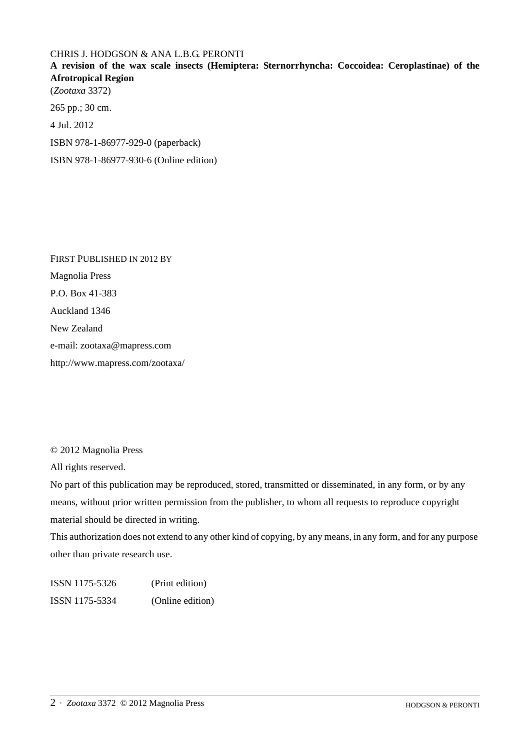CHRIS J. HODGSON & ANA L.B.G. PERONTI

**A revision of the wax scale insects (Hemiptera: Sternorrhyncha: Coccoidea: Ceroplastinae) of the Afrotropical Region**

(*Zootaxa* 3372)

265 pp.; 30 cm.

4 Jul. 2012

ISBN 978-1-86977-929-0 (paperback)

ISBN 978-1-86977-930-6 (Online edition)

FIRST PUBLISHED IN 2012 BY

Magnolia Press

P.O. Box 41-383

Auckland 1346

New Zealand

e-mail: zootaxa@mapress.com

http://www.mapress.com/zootaxa/

© 2012 Magnolia Press

All rights reserved.

No part of this publication may be reproduced, stored, transmitted or disseminated, in any form, or by any means, without prior written permission from the publisher, to whom all requests to reproduce copyright material should be directed in writing.

This authorization does not extend to any other kind of copying, by any means, in any form, and for any purpose other than private research use.

ISSN 1175-5326 (Print edition)

ISSN 1175-5334 (Online edition)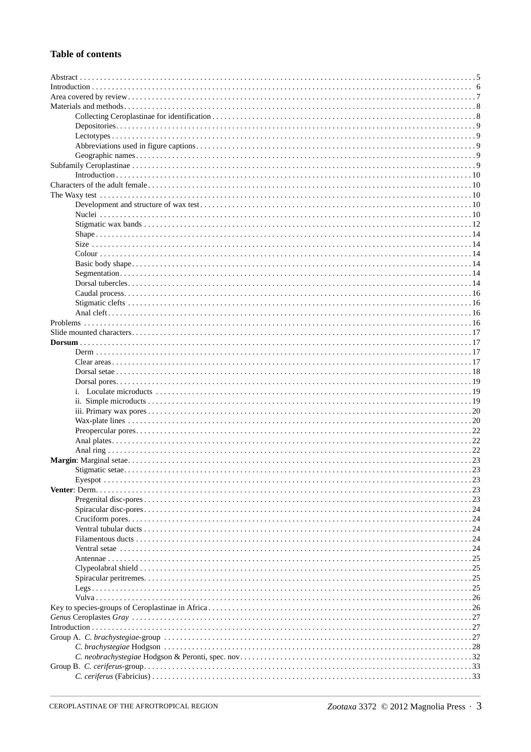## Table of contents

Abstract . . . 5
Introduction . . . 6
Area covered by review . . . 7
Materials and methods . . . 8
    Collecting Ceroplastinae for identification . . . 8
    Depositories . . . 9
    Lectotypes . . . 9
    Abbreviations used in figure captions . . . 9
    Geographic names . . . 9
Subfamily Ceroplastinae . . . 9
    Introduction . . . 10
Characters of the adult female . . . 10
The Waxy test . . . 10
    Development and structure of wax test . . . 10
    Nuclei . . . 10
    Stigmatic wax bands . . . 12
    Shape . . . 14
    Size . . . 14
    Colour . . . 14
    Basic body shape . . . 14
    Segmentation . . . 14
    Dorsal tubercles . . . 14
    Caudal process . . . 16
    Stigmatic clefts . . . 16
    Anal cleft . . . 16
Problems . . . 16
Slide mounted characters . . . 17
**Dorsum** . . . 17
    Derm . . . 17
    Clear areas . . . 17
    Dorsal setae . . . 18
    Dorsal pores . . . 19
    i. Loculate microducts . . . 19
    ii. Simple microducts . . . 19
    iii. Primary wax pores . . . 20
    Wax-plate lines . . . 20
    Preopercular pores . . . 22
    Anal plates . . . 22
    Anal ring . . . 22
**Margin**: Marginal setae . . . 23
    Stigmatic setae . . . 23
    Eyespot . . . 23
**Venter**: Derm . . . 23
    Pregenital disc-pores . . . 23
    Spiracular disc-pores . . . 24
    Cruciform pores . . . 24
    Ventral tubular ducts . . . 24
    Filamentous ducts . . . 24
    Ventral setae . . . 24
    Antennae . . . 25
    Clypeolabral shield . . . 25
    Spiracular peritremes . . . 25
    Legs . . . 25
    Vulva . . . 26
Key to species-groups of Ceroplastinae in Africa . . . 26
*Genus* Ceroplastes *Gray* . . . 27
Introduction . . . 27
Group A. *C. brachystegiae*-group . . . 27
    *C. brachystegiae* Hodgson . . . 28
    *C. neobrachystegiae* Hodgson & Peronti, spec. nov. . . . 32
Group B. *C. ceriferus*-group . . . 33
    *C. ceriferus* (Fabricius) . . . 33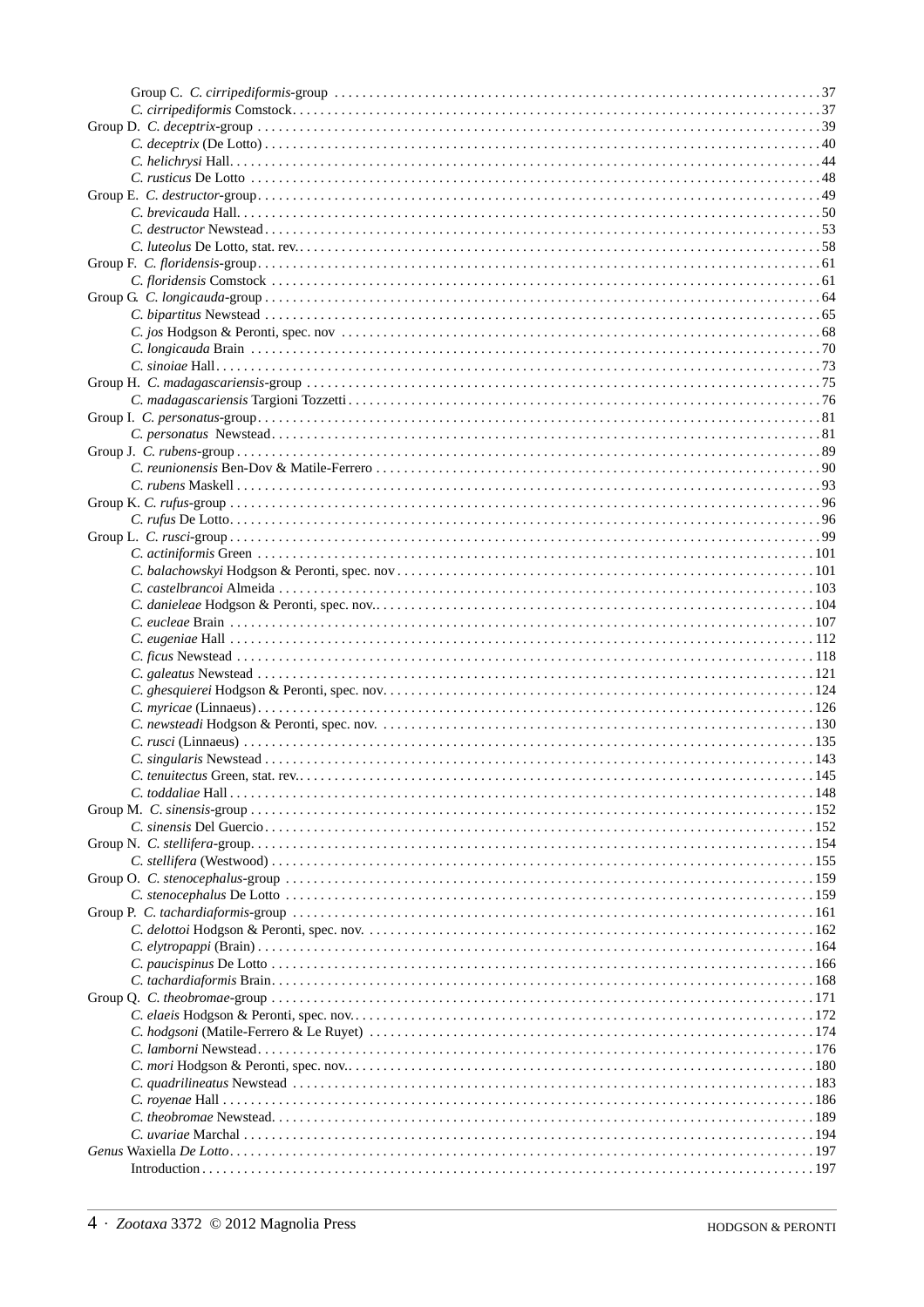Group C. *C. cirripediformis*-group . . . . . . . . . . . . . . . . . . . . . . . . . . . . . . . . . . . . . . . . . . . . . . . . . . . . . . . . . . . . . . . . . . . . . . . 37
*C. cirripediformis* Comstock. . . . . . . . . . . . . . . . . . . . . . . . . . . . . . . . . . . . . . . . . . . . . . . . . . . . . . . . . . . . . . . . . . . . . . . . . . 37
Group D. *C. deceptrix*-group . . . . . . . . . . . . . . . . . . . . . . . . . . . . . . . . . . . . . . . . . . . . . . . . . . . . . . . . . . . . . . . . . . . . . . . . . . . 39
*C. deceptrix* (De Lotto) . . . . . . . . . . . . . . . . . . . . . . . . . . . . . . . . . . . . . . . . . . . . . . . . . . . . . . . . . . . . . . . . . . . . . . . . . . . . 40
*C. helichrysi* Hall. . . . . . . . . . . . . . . . . . . . . . . . . . . . . . . . . . . . . . . . . . . . . . . . . . . . . . . . . . . . . . . . . . . . . . . . . . . . . . . . 44
*C. rusticus* De Lotto . . . . . . . . . . . . . . . . . . . . . . . . . . . . . . . . . . . . . . . . . . . . . . . . . . . . . . . . . . . . . . . . . . . . . . . . . . . . . . 48
Group E. *C. destructor*-group. . . . . . . . . . . . . . . . . . . . . . . . . . . . . . . . . . . . . . . . . . . . . . . . . . . . . . . . . . . . . . . . . . . . . . . . . . . 49
*C. brevicauda* Hall. . . . . . . . . . . . . . . . . . . . . . . . . . . . . . . . . . . . . . . . . . . . . . . . . . . . . . . . . . . . . . . . . . . . . . . . . . . . . . . 50
*C. destructor* Newstead . . . . . . . . . . . . . . . . . . . . . . . . . . . . . . . . . . . . . . . . . . . . . . . . . . . . . . . . . . . . . . . . . . . . . . . . . . . . 53
*C. luteolus* De Lotto, stat. rev.. . . . . . . . . . . . . . . . . . . . . . . . . . . . . . . . . . . . . . . . . . . . . . . . . . . . . . . . . . . . . . . . . . . . . . . 58
Group F. *C. floridensis*-group. . . . . . . . . . . . . . . . . . . . . . . . . . . . . . . . . . . . . . . . . . . . . . . . . . . . . . . . . . . . . . . . . . . . . . . . . . . 61
*C. floridensis* Comstock . . . . . . . . . . . . . . . . . . . . . . . . . . . . . . . . . . . . . . . . . . . . . . . . . . . . . . . . . . . . . . . . . . . . . . . . . . . 61
Group G. *C. longicauda*-group . . . . . . . . . . . . . . . . . . . . . . . . . . . . . . . . . . . . . . . . . . . . . . . . . . . . . . . . . . . . . . . . . . . . . . . . 64
*C. bipartitus* Newstead . . . . . . . . . . . . . . . . . . . . . . . . . . . . . . . . . . . . . . . . . . . . . . . . . . . . . . . . . . . . . . . . . . . . . . . . . . . . . 65
*C. jos* Hodgson & Peronti, spec. nov . . . . . . . . . . . . . . . . . . . . . . . . . . . . . . . . . . . . . . . . . . . . . . . . . . . . . . . . . . . . . . . . . 68
*C. longicauda* Brain . . . . . . . . . . . . . . . . . . . . . . . . . . . . . . . . . . . . . . . . . . . . . . . . . . . . . . . . . . . . . . . . . . . . . . . . . . . . . . 70
*C. sinoiae* Hall. . . . . . . . . . . . . . . . . . . . . . . . . . . . . . . . . . . . . . . . . . . . . . . . . . . . . . . . . . . . . . . . . . . . . . . . . . . . . . . . . . . 73
Group H. *C. madagascariensis*-group . . . . . . . . . . . . . . . . . . . . . . . . . . . . . . . . . . . . . . . . . . . . . . . . . . . . . . . . . . . . . . . . . . . 75
*C. madagascariensis* Targioni Tozzetti . . . . . . . . . . . . . . . . . . . . . . . . . . . . . . . . . . . . . . . . . . . . . . . . . . . . . . . . . . . . . . . . 76
Group I. *C. personatus*-group. . . . . . . . . . . . . . . . . . . . . . . . . . . . . . . . . . . . . . . . . . . . . . . . . . . . . . . . . . . . . . . . . . . . . . . . . . 81
*C. personatus* Newstead. . . . . . . . . . . . . . . . . . . . . . . . . . . . . . . . . . . . . . . . . . . . . . . . . . . . . . . . . . . . . . . . . . . . . . . . . . . . 81
Group J. *C. rubens*-group . . . . . . . . . . . . . . . . . . . . . . . . . . . . . . . . . . . . . . . . . . . . . . . . . . . . . . . . . . . . . . . . . . . . . . . . . . . . . 89
*C. reunionensis* Ben-Dov & Matile-Ferrero . . . . . . . . . . . . . . . . . . . . . . . . . . . . . . . . . . . . . . . . . . . . . . . . . . . . . . . . . . . . . 90
*C. rubens* Maskell . . . . . . . . . . . . . . . . . . . . . . . . . . . . . . . . . . . . . . . . . . . . . . . . . . . . . . . . . . . . . . . . . . . . . . . . . . . . . . . . 93
Group K. *C. rufus*-group . . . . . . . . . . . . . . . . . . . . . . . . . . . . . . . . . . . . . . . . . . . . . . . . . . . . . . . . . . . . . . . . . . . . . . . . . . . . . 96
*C. rufus* De Lotto. . . . . . . . . . . . . . . . . . . . . . . . . . . . . . . . . . . . . . . . . . . . . . . . . . . . . . . . . . . . . . . . . . . . . . . . . . . . . . . . . 96
Group L. *C. rusci*-group . . . . . . . . . . . . . . . . . . . . . . . . . . . . . . . . . . . . . . . . . . . . . . . . . . . . . . . . . . . . . . . . . . . . . . . . . . . . . . 99
*C. actiniformis* Green . . . . . . . . . . . . . . . . . . . . . . . . . . . . . . . . . . . . . . . . . . . . . . . . . . . . . . . . . . . . . . . . . . . . . . . . . . . . . 101
*C. balachowskyi* Hodgson & Peronti, spec. nov . . . . . . . . . . . . . . . . . . . . . . . . . . . . . . . . . . . . . . . . . . . . . . . . . . . . . . . . . 101
*C. castelbrancoi* Almeida . . . . . . . . . . . . . . . . . . . . . . . . . . . . . . . . . . . . . . . . . . . . . . . . . . . . . . . . . . . . . . . . . . . . . . . . . . 103
*C. danieleae* Hodgson & Peronti, spec. nov.. . . . . . . . . . . . . . . . . . . . . . . . . . . . . . . . . . . . . . . . . . . . . . . . . . . . . . . . . . . . 104
*C. eucleae* Brain . . . . . . . . . . . . . . . . . . . . . . . . . . . . . . . . . . . . . . . . . . . . . . . . . . . . . . . . . . . . . . . . . . . . . . . . . . . . . . . . 107
*C. eugeniae* Hall . . . . . . . . . . . . . . . . . . . . . . . . . . . . . . . . . . . . . . . . . . . . . . . . . . . . . . . . . . . . . . . . . . . . . . . . . . . . . . . . 112
*C. ficus* Newstead . . . . . . . . . . . . . . . . . . . . . . . . . . . . . . . . . . . . . . . . . . . . . . . . . . . . . . . . . . . . . . . . . . . . . . . . . . . . . . . 118
*C. galeatus* Newstead . . . . . . . . . . . . . . . . . . . . . . . . . . . . . . . . . . . . . . . . . . . . . . . . . . . . . . . . . . . . . . . . . . . . . . . . . . . . 121
*C. ghesquierei* Hodgson & Peronti, spec. nov. . . . . . . . . . . . . . . . . . . . . . . . . . . . . . . . . . . . . . . . . . . . . . . . . . . . . . . . . . 124
*C. myricae* (Linnaeus). . . . . . . . . . . . . . . . . . . . . . . . . . . . . . . . . . . . . . . . . . . . . . . . . . . . . . . . . . . . . . . . . . . . . . . . . . . . 126
*C. newsteadi* Hodgson & Peronti, spec. nov. . . . . . . . . . . . . . . . . . . . . . . . . . . . . . . . . . . . . . . . . . . . . . . . . . . . . . . . . . . 130
*C. rusci* (Linnaeus) . . . . . . . . . . . . . . . . . . . . . . . . . . . . . . . . . . . . . . . . . . . . . . . . . . . . . . . . . . . . . . . . . . . . . . . . . . . . . . 135
*C. singularis* Newstead . . . . . . . . . . . . . . . . . . . . . . . . . . . . . . . . . . . . . . . . . . . . . . . . . . . . . . . . . . . . . . . . . . . . . . . . . . . 143
*C. tenuitectus* Green, stat. rev.. . . . . . . . . . . . . . . . . . . . . . . . . . . . . . . . . . . . . . . . . . . . . . . . . . . . . . . . . . . . . . . . . . . . . 145
*C. toddaliae* Hall . . . . . . . . . . . . . . . . . . . . . . . . . . . . . . . . . . . . . . . . . . . . . . . . . . . . . . . . . . . . . . . . . . . . . . . . . . . . . . . . 148
Group M. *C. sinensis*-group . . . . . . . . . . . . . . . . . . . . . . . . . . . . . . . . . . . . . . . . . . . . . . . . . . . . . . . . . . . . . . . . . . . . . . . . . 152
*C. sinensis* Del Guercio . . . . . . . . . . . . . . . . . . . . . . . . . . . . . . . . . . . . . . . . . . . . . . . . . . . . . . . . . . . . . . . . . . . . . . . . . . 152
Group N. *C. stellifera*-group. . . . . . . . . . . . . . . . . . . . . . . . . . . . . . . . . . . . . . . . . . . . . . . . . . . . . . . . . . . . . . . . . . . . . . . . . 154
*C. stellifera* (Westwood) . . . . . . . . . . . . . . . . . . . . . . . . . . . . . . . . . . . . . . . . . . . . . . . . . . . . . . . . . . . . . . . . . . . . . . . . . . 155
Group O. *C. stenocephalus*-group . . . . . . . . . . . . . . . . . . . . . . . . . . . . . . . . . . . . . . . . . . . . . . . . . . . . . . . . . . . . . . . . . . . . . 159
*C. stenocephalus* De Lotto . . . . . . . . . . . . . . . . . . . . . . . . . . . . . . . . . . . . . . . . . . . . . . . . . . . . . . . . . . . . . . . . . . . . . . . . 159
Group P. *C. tachardiaformis*-group . . . . . . . . . . . . . . . . . . . . . . . . . . . . . . . . . . . . . . . . . . . . . . . . . . . . . . . . . . . . . . . . . . . . 161
*C. delottoi* Hodgson & Peronti, spec. nov. . . . . . . . . . . . . . . . . . . . . . . . . . . . . . . . . . . . . . . . . . . . . . . . . . . . . . . . . . . . . 162
*C. elytropappi* (Brain) . . . . . . . . . . . . . . . . . . . . . . . . . . . . . . . . . . . . . . . . . . . . . . . . . . . . . . . . . . . . . . . . . . . . . . . . . . . 164
*C. paucispinus* De Lotto . . . . . . . . . . . . . . . . . . . . . . . . . . . . . . . . . . . . . . . . . . . . . . . . . . . . . . . . . . . . . . . . . . . . . . . . . 166
*C. tachardiaformis* Brain. . . . . . . . . . . . . . . . . . . . . . . . . . . . . . . . . . . . . . . . . . . . . . . . . . . . . . . . . . . . . . . . . . . . . . . . . 168
Group Q. *C. theobromae*-group . . . . . . . . . . . . . . . . . . . . . . . . . . . . . . . . . . . . . . . . . . . . . . . . . . . . . . . . . . . . . . . . . . . . . . 171
*C. elaeis* Hodgson & Peronti, spec. nov.. . . . . . . . . . . . . . . . . . . . . . . . . . . . . . . . . . . . . . . . . . . . . . . . . . . . . . . . . . . . . . 172
*C. hodgsoni* (Matile-Ferrero & Le Ruyet) . . . . . . . . . . . . . . . . . . . . . . . . . . . . . . . . . . . . . . . . . . . . . . . . . . . . . . . . . . . . 174
*C. lamborni* Newstead. . . . . . . . . . . . . . . . . . . . . . . . . . . . . . . . . . . . . . . . . . . . . . . . . . . . . . . . . . . . . . . . . . . . . . . . . . . . 176
*C. mori* Hodgson & Peronti, spec. nov.. . . . . . . . . . . . . . . . . . . . . . . . . . . . . . . . . . . . . . . . . . . . . . . . . . . . . . . . . . . . . . . 180
*C. quadrilineatus* Newstead . . . . . . . . . . . . . . . . . . . . . . . . . . . . . . . . . . . . . . . . . . . . . . . . . . . . . . . . . . . . . . . . . . . . . . . 183
*C. royenae* Hall . . . . . . . . . . . . . . . . . . . . . . . . . . . . . . . . . . . . . . . . . . . . . . . . . . . . . . . . . . . . . . . . . . . . . . . . . . . . . . . . 186
*C. theobromae* Newstead. . . . . . . . . . . . . . . . . . . . . . . . . . . . . . . . . . . . . . . . . . . . . . . . . . . . . . . . . . . . . . . . . . . . . . . . . . 189
*C. uvariae* Marchal . . . . . . . . . . . . . . . . . . . . . . . . . . . . . . . . . . . . . . . . . . . . . . . . . . . . . . . . . . . . . . . . . . . . . . . . . . . . . 194
*Genus* Waxiella *De Lotto*. . . . . . . . . . . . . . . . . . . . . . . . . . . . . . . . . . . . . . . . . . . . . . . . . . . . . . . . . . . . . . . . . . . . . . . . . . . 197
Introduction . . . . . . . . . . . . . . . . . . . . . . . . . . . . . . . . . . . . . . . . . . . . . . . . . . . . . . . . . . . . . . . . . . . . . . . . . . . . . . . . . . . . 197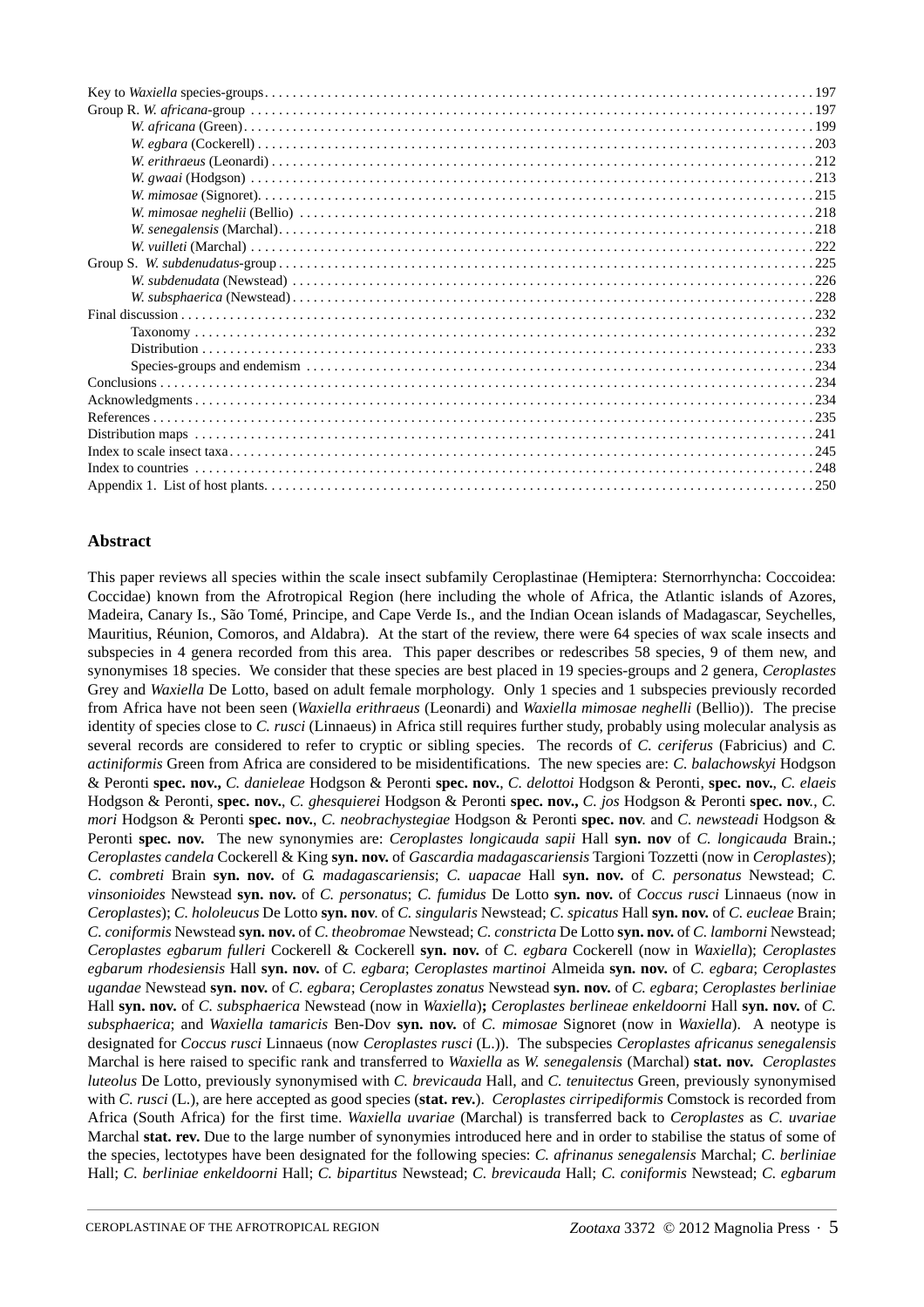Key to *Waxiella* species-groups . . . . . . . . . . 197
Group R. *W. africana*-group . . . . . . . . . . 197
*W. africana* (Green) . . . . . . . . . . 199
*W. egbara* (Cockerell) . . . . . . . . . . 203
*W. erithraeus* (Leonardi) . . . . . . . . . . 212
*W. gwaai* (Hodgson) . . . . . . . . . . 213
*W. mimosae* (Signoret) . . . . . . . . . . 215
*W. mimosae neghelii* (Bellio) . . . . . . . . . . 218
*W. senegalensis* (Marchal) . . . . . . . . . . 218
*W. vuilleti* (Marchal) . . . . . . . . . . 222
Group S. *W. subdenudatus*-group . . . . . . . . . . 225
*W. subdenudata* (Newstead) . . . . . . . . . . 226
*W. subsphaerica* (Newstead) . . . . . . . . . . 228
Final discussion . . . . . . . . . . 232
Taxonomy . . . . . . . . . . 232
Distribution . . . . . . . . . . 233
Species-groups and endemism . . . . . . . . . . 234
Conclusions . . . . . . . . . . 234
Acknowledgments . . . . . . . . . . 234
References . . . . . . . . . . 235
Distribution maps . . . . . . . . . . 241
Index to scale insect taxa . . . . . . . . . . 245
Index to countries . . . . . . . . . . 248
Appendix 1. List of host plants . . . . . . . . . . 250

## Abstract

This paper reviews all species within the scale insect subfamily Ceroplastinae (Hemiptera: Sternorrhyncha: Coccoidea: Coccidae) known from the Afrotropical Region (here including the whole of Africa, the Atlantic islands of Azores, Madeira, Canary Is., São Tomé, Principe, and Cape Verde Is., and the Indian Ocean islands of Madagascar, Seychelles, Mauritius, Réunion, Comoros, and Aldabra). At the start of the review, there were 64 species of wax scale insects and subspecies in 4 genera recorded from this area. This paper describes or redescribes 58 species, 9 of them new, and synonymises 18 species. We consider that these species are best placed in 19 species-groups and 2 genera, *Ceroplastes* Grey and *Waxiella* De Lotto, based on adult female morphology. Only 1 species and 1 subspecies previously recorded from Africa have not been seen (*Waxiella erithraeus* (Leonardi) and *Waxiella mimosae neghelli* (Bellio)). The precise identity of species close to *C. rusci* (Linnaeus) in Africa still requires further study, probably using molecular analysis as several records are considered to refer to cryptic or sibling species. The records of *C. ceriferus* (Fabricius) and *C. actiniformis* Green from Africa are considered to be misidentifications. The new species are: *C. balachowskyi* Hodgson & Peronti **spec. nov.,** *C. danieleae* Hodgson & Peronti **spec. nov.**, *C. delottoi* Hodgson & Peronti, **spec. nov.**, *C. elaeis* Hodgson & Peronti, **spec. nov.**, *C. ghesquierei* Hodgson & Peronti **spec. nov.,** *C. jos* Hodgson & Peronti **spec. nov**., *C. mori* Hodgson & Peronti **spec. nov.**, *C. neobrachystegiae* Hodgson & Peronti **spec. nov**. and *C. newsteadi* Hodgson & Peronti **spec. nov.** The new synonymies are: *Ceroplastes longicauda sapii* Hall **syn. nov** of *C. longicauda* Brain**.**; *Ceroplastes candela* Cockerell & King **syn. nov.** of *Gascardia madagascariensis* Targioni Tozzetti (now in *Ceroplastes*); *C. combreti* Brain **syn. nov.** of *G. madagascariensis*; *C. uapacae* Hall **syn. nov.** of *C. personatus* Newstead; *C. vinsonioides* Newstead **syn. nov.** of *C. personatus*; *C. fumidus* De Lotto **syn. nov.** of *Coccus rusci* Linnaeus (now in *Ceroplastes*); *C. hololeucus* De Lotto **syn. nov**. of *C. singularis* Newstead; *C. spicatus* Hall **syn. nov.** of *C. eucleae* Brain; *C. coniformis* Newstead **syn. nov.** of *C. theobromae* Newstead; *C. constricta* De Lotto **syn. nov.** of *C. lamborni* Newstead; *Ceroplastes egbarum fulleri* Cockerell & Cockerell **syn. nov.** of *C. egbara* Cockerell (now in *Waxiella*); *Ceroplastes egbarum rhodesiensis* Hall **syn. nov.** of *C. egbara*; *Ceroplastes martinoi* Almeida **syn. nov.** of *C. egbara*; *Ceroplastes ugandae* Newstead **syn. nov.** of *C. egbara*; *Ceroplastes zonatus* Newstead **syn. nov.** of *C. egbara*; *Ceroplastes berliniae* Hall **syn. nov.** of *C. subsphaerica* Newstead (now in *Waxiella*)**;** *Ceroplastes berlineae enkeldoorni* Hall **syn. nov.** of *C. subsphaerica*; and *Waxiella tamaricis* Ben-Dov **syn. nov.** of *C. mimosae* Signoret (now in *Waxiella*). A neotype is designated for *Coccus rusci* Linnaeus (now *Ceroplastes rusci* (L.)). The subspecies *Ceroplastes africanus senegalensis* Marchal is here raised to specific rank and transferred to *Waxiella* as *W. senegalensis* (Marchal) **stat. nov.** *Ceroplastes luteolus* De Lotto, previously synonymised with *C. brevicauda* Hall, and *C. tenuitectus* Green, previously synonymised with *C. rusci* (L.), are here accepted as good species (**stat. rev.**). *Ceroplastes cirripediformis* Comstock is recorded from Africa (South Africa) for the first time. *Waxiella uvariae* (Marchal) is transferred back to *Ceroplastes* as *C. uvariae* Marchal **stat. rev.** Due to the large number of synonymies introduced here and in order to stabilise the status of some of the species, lectotypes have been designated for the following species: *C. afrinanus senegalensis* Marchal; *C. berliniae* Hall; *C. berliniae enkeldoorni* Hall; *C. bipartitus* Newstead; *C. brevicauda* Hall; *C. coniformis* Newstead; *C. egbarum*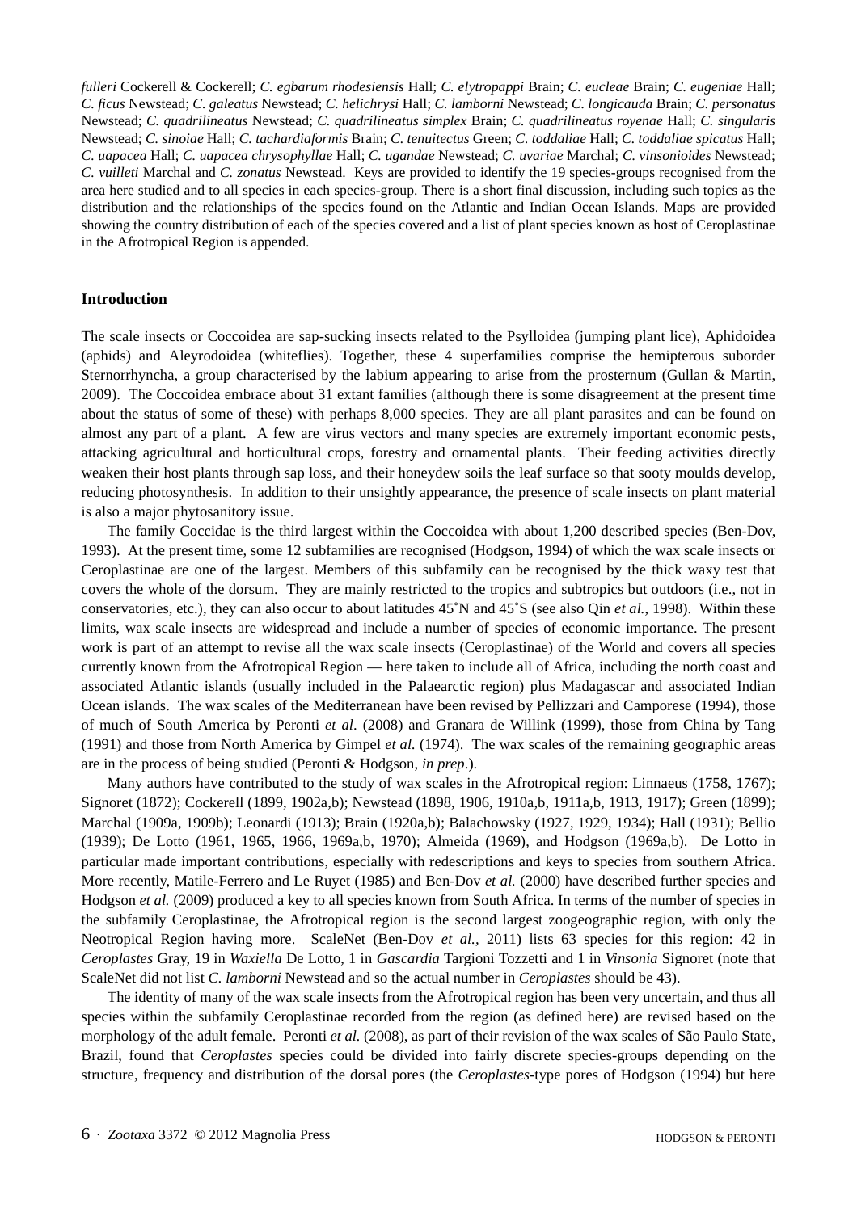*fulleri* Cockerell & Cockerell; *C. egbarum rhodesiensis* Hall; *C. elytropappi* Brain; *C. eucleae* Brain; *C. eugeniae* Hall; *C. ficus* Newstead; *C. galeatus* Newstead; *C. helichrysi* Hall; *C. lamborni* Newstead; *C. longicauda* Brain; *C. personatus* Newstead; *C. quadrilineatus* Newstead; *C. quadrilineatus simplex* Brain; *C. quadrilineatus royenae* Hall; *C. singularis* Newstead; *C. sinoiae* Hall; *C. tachardiaformis* Brain; *C. tenuitectus* Green; *C. toddaliae* Hall; *C. toddaliae spicatus* Hall; *C. uapacea* Hall; *C. uapacea chrysophyllae* Hall; *C. ugandae* Newstead; *C. uvariae* Marchal; *C. vinsonioides* Newstead; *C. vuilleti* Marchal and *C. zonatus* Newstead. Keys are provided to identify the 19 species-groups recognised from the area here studied and to all species in each species-group. There is a short final discussion, including such topics as the distribution and the relationships of the species found on the Atlantic and Indian Ocean Islands. Maps are provided showing the country distribution of each of the species covered and a list of plant species known as host of Ceroplastinae in the Afrotropical Region is appended.

## Introduction

The scale insects or Coccoidea are sap-sucking insects related to the Psylloidea (jumping plant lice), Aphidoidea (aphids) and Aleyrodoidea (whiteflies). Together, these 4 superfamilies comprise the hemipterous suborder Sternorrhyncha, a group characterised by the labium appearing to arise from the prosternum (Gullan & Martin, 2009). The Coccoidea embrace about 31 extant families (although there is some disagreement at the present time about the status of some of these) with perhaps 8,000 species. They are all plant parasites and can be found on almost any part of a plant. A few are virus vectors and many species are extremely important economic pests, attacking agricultural and horticultural crops, forestry and ornamental plants. Their feeding activities directly weaken their host plants through sap loss, and their honeydew soils the leaf surface so that sooty moulds develop, reducing photosynthesis. In addition to their unsightly appearance, the presence of scale insects on plant material is also a major phytosanitory issue.

The family Coccidae is the third largest within the Coccoidea with about 1,200 described species (Ben-Dov, 1993). At the present time, some 12 subfamilies are recognised (Hodgson, 1994) of which the wax scale insects or Ceroplastinae are one of the largest. Members of this subfamily can be recognised by the thick waxy test that covers the whole of the dorsum. They are mainly restricted to the tropics and subtropics but outdoors (i.e., not in conservatories, etc.), they can also occur to about latitudes 45˚N and 45˚S (see also Qin *et al.*, 1998). Within these limits, wax scale insects are widespread and include a number of species of economic importance. The present work is part of an attempt to revise all the wax scale insects (Ceroplastinae) of the World and covers all species currently known from the Afrotropical Region — here taken to include all of Africa, including the north coast and associated Atlantic islands (usually included in the Palaearctic region) plus Madagascar and associated Indian Ocean islands. The wax scales of the Mediterranean have been revised by Pellizzari and Camporese (1994), those of much of South America by Peronti *et al*. (2008) and Granara de Willink (1999), those from China by Tang (1991) and those from North America by Gimpel *et al.* (1974). The wax scales of the remaining geographic areas are in the process of being studied (Peronti & Hodgson, *in prep*.).

Many authors have contributed to the study of wax scales in the Afrotropical region: Linnaeus (1758, 1767); Signoret (1872); Cockerell (1899, 1902a,b); Newstead (1898, 1906, 1910a,b, 1911a,b, 1913, 1917); Green (1899); Marchal (1909a, 1909b); Leonardi (1913); Brain (1920a,b); Balachowsky (1927, 1929, 1934); Hall (1931); Bellio (1939); De Lotto (1961, 1965, 1966, 1969a,b, 1970); Almeida (1969), and Hodgson (1969a,b). De Lotto in particular made important contributions, especially with redescriptions and keys to species from southern Africa. More recently, Matile-Ferrero and Le Ruyet (1985) and Ben-Dov *et al.* (2000) have described further species and Hodgson *et al.* (2009) produced a key to all species known from South Africa. In terms of the number of species in the subfamily Ceroplastinae, the Afrotropical region is the second largest zoogeographic region, with only the Neotropical Region having more. ScaleNet (Ben-Dov *et al.,* 2011) lists 63 species for this region: 42 in *Ceroplastes* Gray, 19 in *Waxiella* De Lotto, 1 in *Gascardia* Targioni Tozzetti and 1 in *Vinsonia* Signoret (note that ScaleNet did not list *C. lamborni* Newstead and so the actual number in *Ceroplastes* should be 43).

The identity of many of the wax scale insects from the Afrotropical region has been very uncertain, and thus all species within the subfamily Ceroplastinae recorded from the region (as defined here) are revised based on the morphology of the adult female. Peronti *et al.* (2008), as part of their revision of the wax scales of São Paulo State, Brazil, found that *Ceroplastes* species could be divided into fairly discrete species-groups depending on the structure, frequency and distribution of the dorsal pores (the *Ceroplastes*-type pores of Hodgson (1994) but here